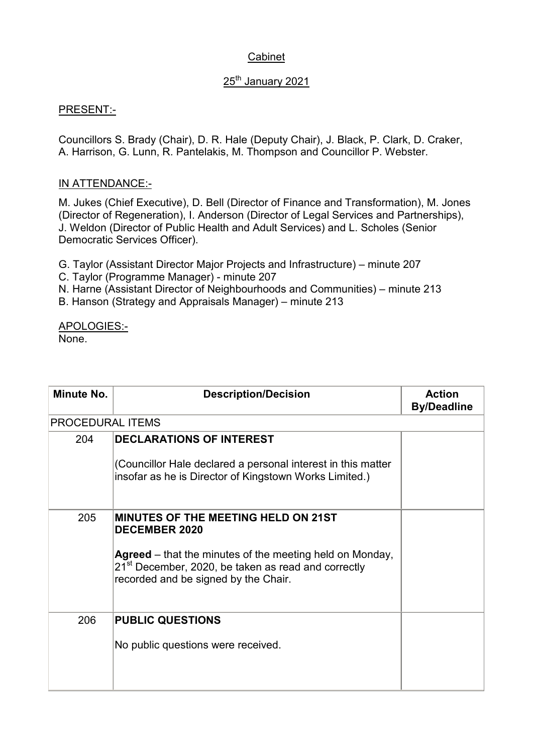# Cabinet

## 25th January 2021

PRESENT:-

Councillors S. Brady (Chair), D. R. Hale (Deputy Chair), J. Black, P. Clark, D. Craker, A. Harrison, G. Lunn, R. Pantelakis, M. Thompson and Councillor P. Webster.

IN ATTENDANCE:-

M. Jukes (Chief Executive), D. Bell (Director of Finance and Transformation), M. Jones (Director of Regeneration), I. Anderson (Director of Legal Services and Partnerships), J. Weldon (Director of Public Health and Adult Services) and L. Scholes (Senior Democratic Services Officer).

G. Taylor (Assistant Director Major Projects and Infrastructure) – minute 207
C. Taylor (Programme Manager) - minute 207
N. Harne (Assistant Director of Neighbourhoods and Communities) – minute 213
B. Hanson (Strategy and Appraisals Manager) – minute 213

APOLOGIES:-
None.

| Minute No. | Description/Decision | Action By/Deadline |
|---|---|---|
| PROCEDURAL ITEMS | | |
| 204 | **DECLARATIONS OF INTEREST**<br><br>(Councillor Hale declared a personal interest in this matter insofar as he is Director of Kingstown Works Limited.) | |
| 205 | **MINUTES OF THE MEETING HELD ON 21ST DECEMBER 2020**<br><br>**Agreed** – that the minutes of the meeting held on Monday, 21st December, 2020, be taken as read and correctly recorded and be signed by the Chair. | |
| 206 | **PUBLIC QUESTIONS**<br><br>No public questions were received. | |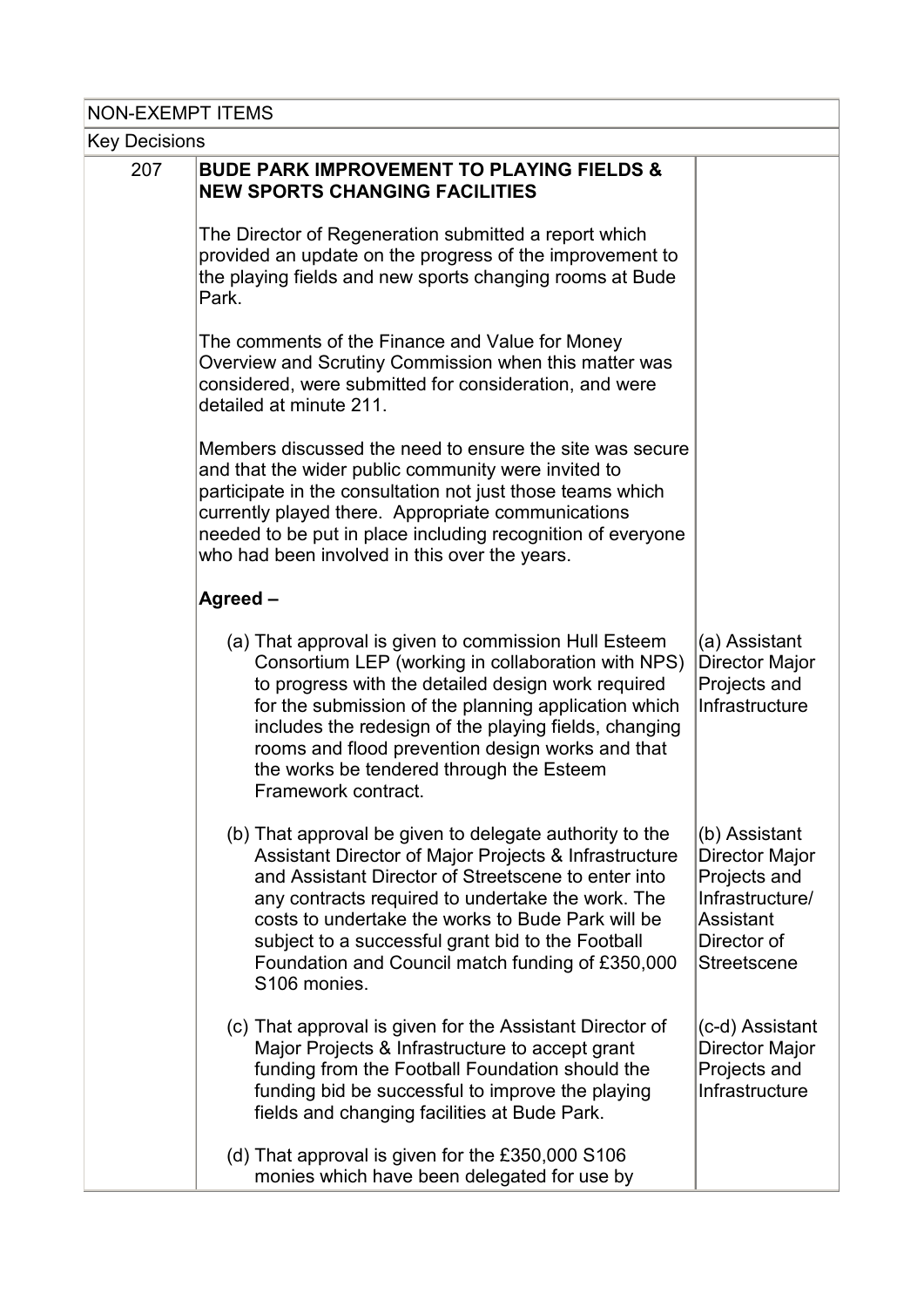| NON-EXEMPT ITEMS | | |
|---|---|---|
| Key Decisions | | |
| 207 | **BUDE PARK IMPROVEMENT TO PLAYING FIELDS & NEW SPORTS CHANGING FACILITIES**<br><br>The Director of Regeneration submitted a report which provided an update on the progress of the improvement to the playing fields and new sports changing rooms at Bude Park.<br><br>The comments of the Finance and Value for Money Overview and Scrutiny Commission when this matter was considered, were submitted for consideration, and were detailed at minute 211.<br><br>Members discussed the need to ensure the site was secure and that the wider public community were invited to participate in the consultation not just those teams which currently played there. Appropriate communications needed to be put in place including recognition of everyone who had been involved in this over the years.<br><br>**Agreed –** | |
| | (a) That approval is given to commission Hull Esteem Consortium LEP (working in collaboration with NPS) to progress with the detailed design work required for the submission of the planning application which includes the redesign of the playing fields, changing rooms and flood prevention design works and that the works be tendered through the Esteem Framework contract. | (a) Assistant Director Major Projects and Infrastructure |
| | (b) That approval be given to delegate authority to the Assistant Director of Major Projects & Infrastructure and Assistant Director of Streetscene to enter into any contracts required to undertake the work. The costs to undertake the works to Bude Park will be subject to a successful grant bid to the Football Foundation and Council match funding of £350,000 S106 monies. | (b) Assistant Director Major Projects and Infrastructure/ Assistant Director of Streetscene |
| | (c) That approval is given for the Assistant Director of Major Projects & Infrastructure to accept grant funding from the Football Foundation should the funding bid be successful to improve the playing fields and changing facilities at Bude Park.<br><br>(d) That approval is given for the £350,000 S106 monies which have been delegated for use by | (c-d) Assistant Director Major Projects and Infrastructure |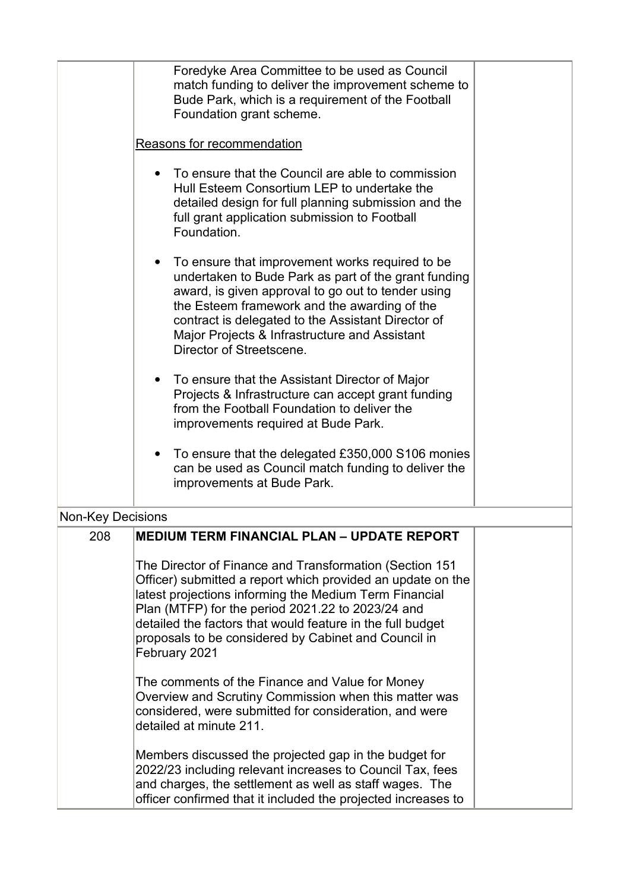| | | |
|---|---|---|
| | Foredyke Area Committee to be used as Council match funding to deliver the improvement scheme to Bude Park, which is a requirement of the Football Foundation grant scheme.<br><br>Reasons for recommendation<br><br>• To ensure that the Council are able to commission Hull Esteem Consortium LEP to undertake the detailed design for full planning submission and the full grant application submission to Football Foundation.<br><br>• To ensure that improvement works required to be undertaken to Bude Park as part of the grant funding award, is given approval to go out to tender using the Esteem framework and the awarding of the contract is delegated to the Assistant Director of Major Projects & Infrastructure and Assistant Director of Streetscene.<br><br>• To ensure that the Assistant Director of Major Projects & Infrastructure can accept grant funding from the Football Foundation to deliver the improvements required at Bude Park.<br><br>• To ensure that the delegated £350,000 S106 monies can be used as Council match funding to deliver the improvements at Bude Park. | |
| Non-Key Decisions | | |
| 208 | **MEDIUM TERM FINANCIAL PLAN – UPDATE REPORT**<br><br>The Director of Finance and Transformation (Section 151 Officer) submitted a report which provided an update on the latest projections informing the Medium Term Financial Plan (MTFP) for the period 2021.22 to 2023/24 and detailed the factors that would feature in the full budget proposals to be considered by Cabinet and Council in February 2021<br><br>The comments of the Finance and Value for Money Overview and Scrutiny Commission when this matter was considered, were submitted for consideration, and were detailed at minute 211.<br><br>Members discussed the projected gap in the budget for 2022/23 including relevant increases to Council Tax, fees and charges, the settlement as well as staff wages. The officer confirmed that it included the projected increases to | |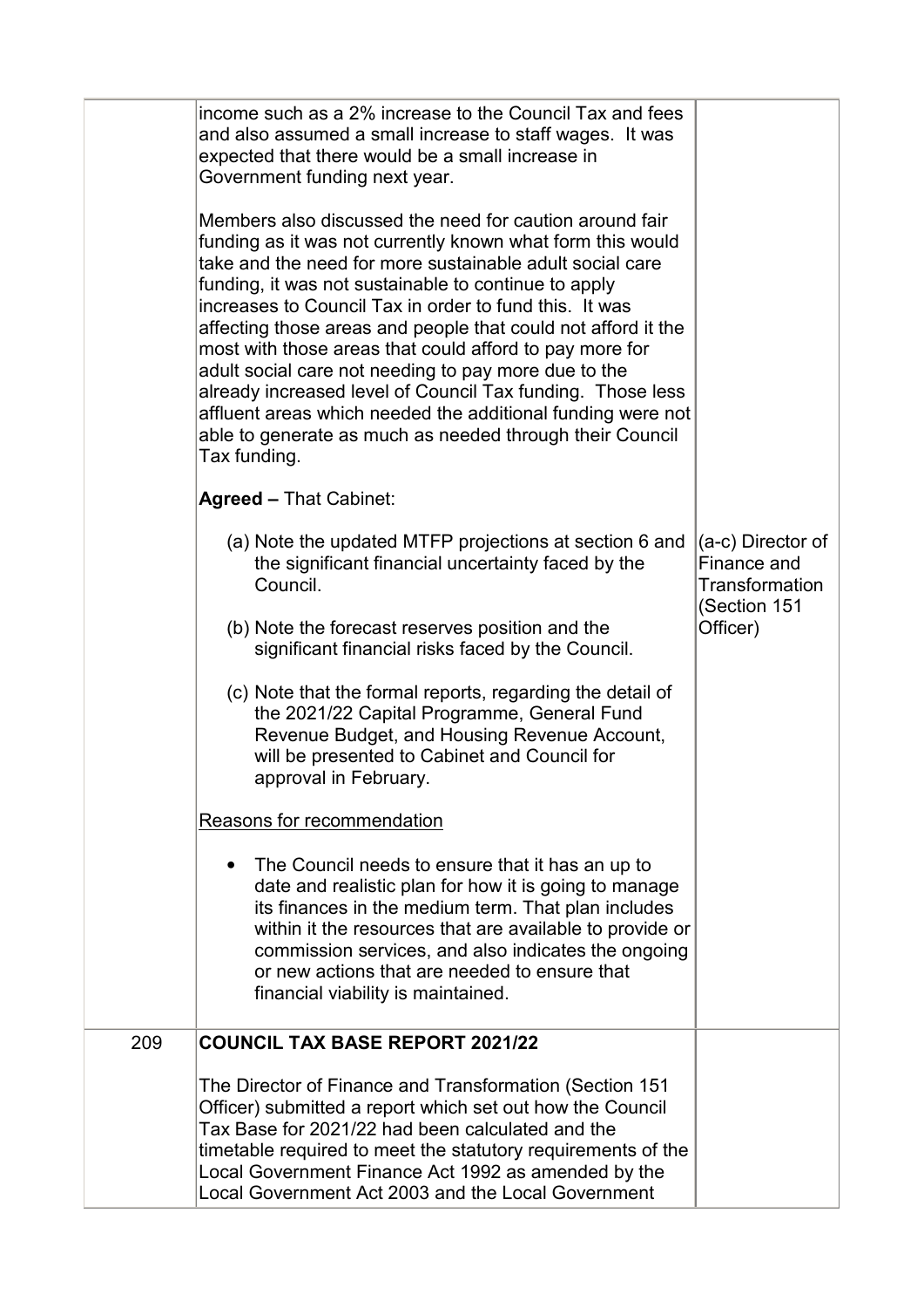| | | |
|---|---|---|
| | income such as a 2% increase to the Council Tax and fees and also assumed a small increase to staff wages. It was expected that there would be a small increase in Government funding next year.<br><br>Members also discussed the need for caution around fair funding as it was not currently known what form this would take and the need for more sustainable adult social care funding, it was not sustainable to continue to apply increases to Council Tax in order to fund this. It was affecting those areas and people that could not afford it the most with those areas that could afford to pay more for adult social care not needing to pay more due to the already increased level of Council Tax funding. Those less affluent areas which needed the additional funding were not able to generate as much as needed through their Council Tax funding.<br><br>**Agreed –** That Cabinet:<br><br>(a) Note the updated MTFP projections at section 6 and the significant financial uncertainty faced by the Council.<br><br>(b) Note the forecast reserves position and the significant financial risks faced by the Council.<br><br>(c) Note that the formal reports, regarding the detail of the 2021/22 Capital Programme, General Fund Revenue Budget, and Housing Revenue Account, will be presented to Cabinet and Council for approval in February.<br><br>Reasons for recommendation<br><br>• The Council needs to ensure that it has an up to date and realistic plan for how it is going to manage its finances in the medium term. That plan includes within it the resources that are available to provide or commission services, and also indicates the ongoing or new actions that are needed to ensure that financial viability is maintained. | (a-c) Director of Finance and Transformation (Section 151 Officer) |
| 209 | **COUNCIL TAX BASE REPORT 2021/22**<br><br>The Director of Finance and Transformation (Section 151 Officer) submitted a report which set out how the Council Tax Base for 2021/22 had been calculated and the timetable required to meet the statutory requirements of the Local Government Finance Act 1992 as amended by the Local Government Act 2003 and the Local Government | |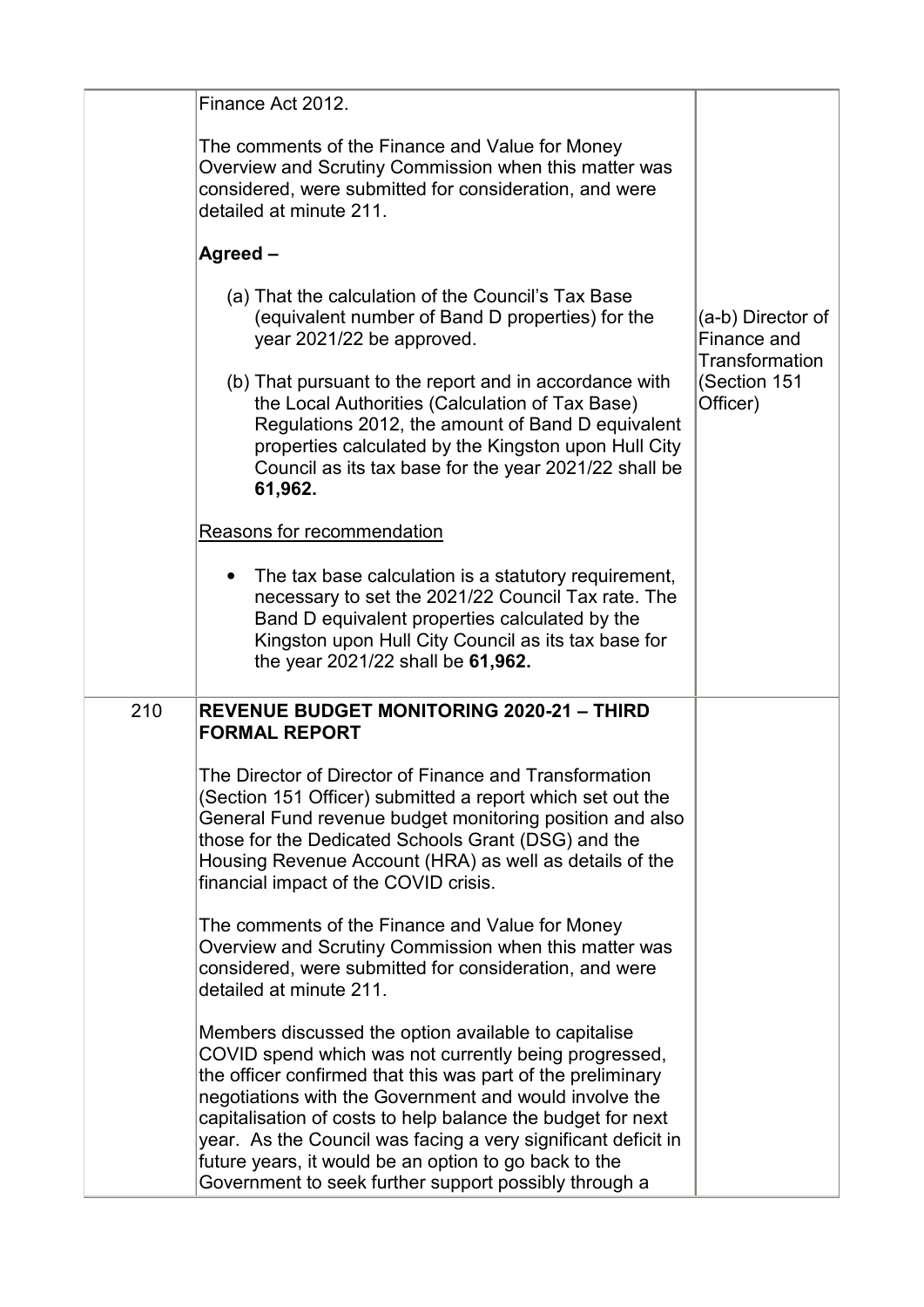| | | |
|---|---|---|
| | Finance Act 2012.<br><br>The comments of the Finance and Value for Money Overview and Scrutiny Commission when this matter was considered, were submitted for consideration, and were detailed at minute 211.<br><br>**Agreed –**<br><br>(a) That the calculation of the Council's Tax Base (equivalent number of Band D properties) for the year 2021/22 be approved.<br><br>(b) That pursuant to the report and in accordance with the Local Authorities (Calculation of Tax Base) Regulations 2012, the amount of Band D equivalent properties calculated by the Kingston upon Hull City Council as its tax base for the year 2021/22 shall be **61,962.**<br><br>Reasons for recommendation<br><br>• The tax base calculation is a statutory requirement, necessary to set the 2021/22 Council Tax rate. The Band D equivalent properties calculated by the Kingston upon Hull City Council as its tax base for the year 2021/22 shall be **61,962.** | (a-b) Director of Finance and Transformation (Section 151 Officer) |
| 210 | **REVENUE BUDGET MONITORING 2020-21 – THIRD FORMAL REPORT**<br><br>The Director of Director of Finance and Transformation (Section 151 Officer) submitted a report which set out the General Fund revenue budget monitoring position and also those for the Dedicated Schools Grant (DSG) and the Housing Revenue Account (HRA) as well as details of the financial impact of the COVID crisis.<br><br>The comments of the Finance and Value for Money Overview and Scrutiny Commission when this matter was considered, were submitted for consideration, and were detailed at minute 211.<br><br>Members discussed the option available to capitalise COVID spend which was not currently being progressed, the officer confirmed that this was part of the preliminary negotiations with the Government and would involve the capitalisation of costs to help balance the budget for next year. As the Council was facing a very significant deficit in future years, it would be an option to go back to the Government to seek further support possibly through a | |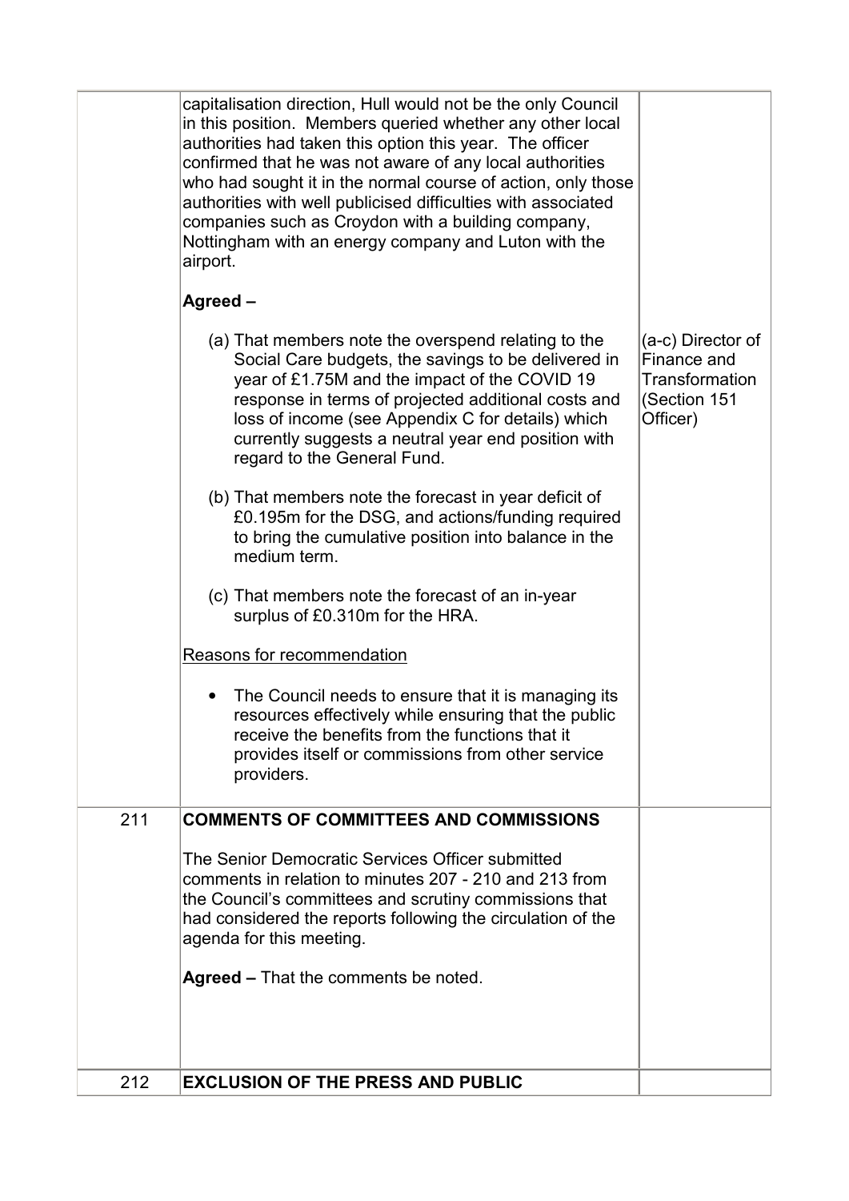| | | |
|---|---|---|
| | capitalisation direction, Hull would not be the only Council in this position. Members queried whether any other local authorities had taken this option this year. The officer confirmed that he was not aware of any local authorities who had sought it in the normal course of action, only those authorities with well publicised difficulties with associated companies such as Croydon with a building company, Nottingham with an energy company and Luton with the airport.<br><br>**Agreed –**<br><br>(a) That members note the overspend relating to the Social Care budgets, the savings to be delivered in year of £1.75M and the impact of the COVID 19 response in terms of projected additional costs and loss of income (see Appendix C for details) which currently suggests a neutral year end position with regard to the General Fund.<br><br>(b) That members note the forecast in year deficit of £0.195m for the DSG, and actions/funding required to bring the cumulative position into balance in the medium term.<br><br>(c) That members note the forecast of an in-year surplus of £0.310m for the HRA.<br><br>Reasons for recommendation<br><br>• The Council needs to ensure that it is managing its resources effectively while ensuring that the public receive the benefits from the functions that it provides itself or commissions from other service providers. | (a-c) Director of Finance and Transformation (Section 151 Officer) |
| 211 | **COMMENTS OF COMMITTEES AND COMMISSIONS**<br><br>The Senior Democratic Services Officer submitted comments in relation to minutes 207 - 210 and 213 from the Council's committees and scrutiny commissions that had considered the reports following the circulation of the agenda for this meeting.<br><br>**Agreed –** That the comments be noted. | |
| 212 | **EXCLUSION OF THE PRESS AND PUBLIC** | |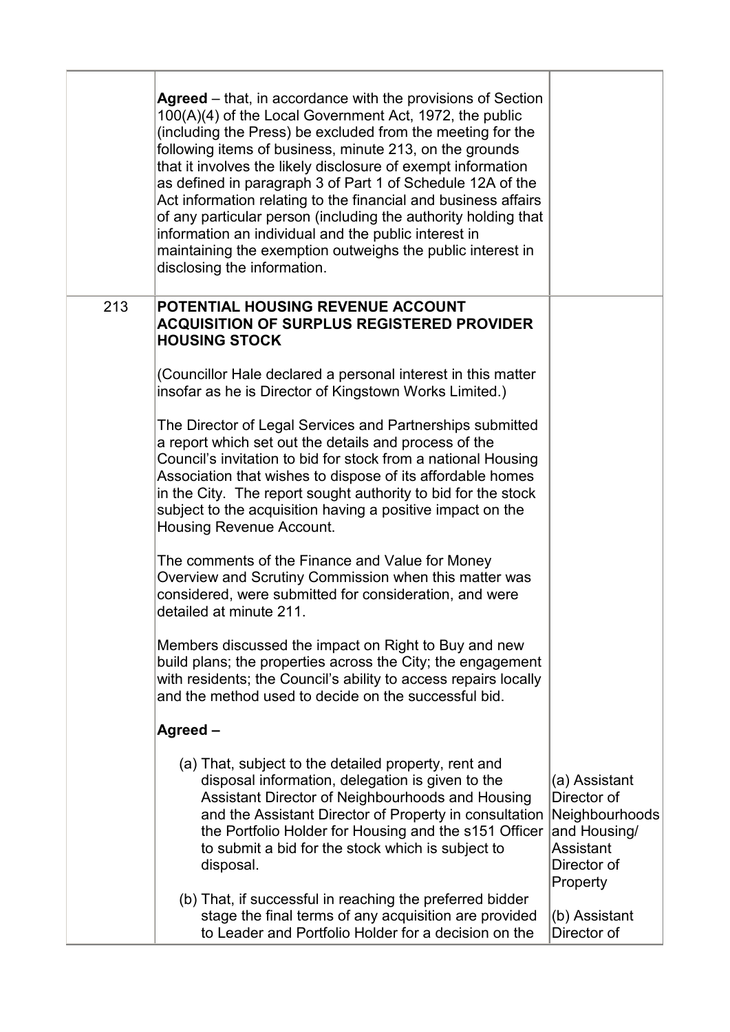| | | |
|---|---|---|
| | **Agreed** – that, in accordance with the provisions of Section 100(A)(4) of the Local Government Act, 1972, the public (including the Press) be excluded from the meeting for the following items of business, minute 213, on the grounds that it involves the likely disclosure of exempt information as defined in paragraph 3 of Part 1 of Schedule 12A of the Act information relating to the financial and business affairs of any particular person (including the authority holding that information an individual and the public interest in maintaining the exemption outweighs the public interest in disclosing the information. | |
| 213 | **POTENTIAL HOUSING REVENUE ACCOUNT ACQUISITION OF SURPLUS REGISTERED PROVIDER HOUSING STOCK**<br><br>(Councillor Hale declared a personal interest in this matter insofar as he is Director of Kingstown Works Limited.)<br><br>The Director of Legal Services and Partnerships submitted a report which set out the details and process of the Council's invitation to bid for stock from a national Housing Association that wishes to dispose of its affordable homes in the City. The report sought authority to bid for the stock subject to the acquisition having a positive impact on the Housing Revenue Account.<br><br>The comments of the Finance and Value for Money Overview and Scrutiny Commission when this matter was considered, were submitted for consideration, and were detailed at minute 211.<br><br>Members discussed the impact on Right to Buy and new build plans; the properties across the City; the engagement with residents; the Council's ability to access repairs locally and the method used to decide on the successful bid.<br><br>**Agreed –**<br><br>(a) That, subject to the detailed property, rent and disposal information, delegation is given to the Assistant Director of Neighbourhoods and Housing and the Assistant Director of Property in consultation the Portfolio Holder for Housing and the s151 Officer to submit a bid for the stock which is subject to disposal.<br><br>(b) That, if successful in reaching the preferred bidder stage the final terms of any acquisition are provided to Leader and Portfolio Holder for a decision on the | (a) Assistant Director of Neighbourhoods and Housing/ Assistant Director of Property<br><br>(b) Assistant Director of |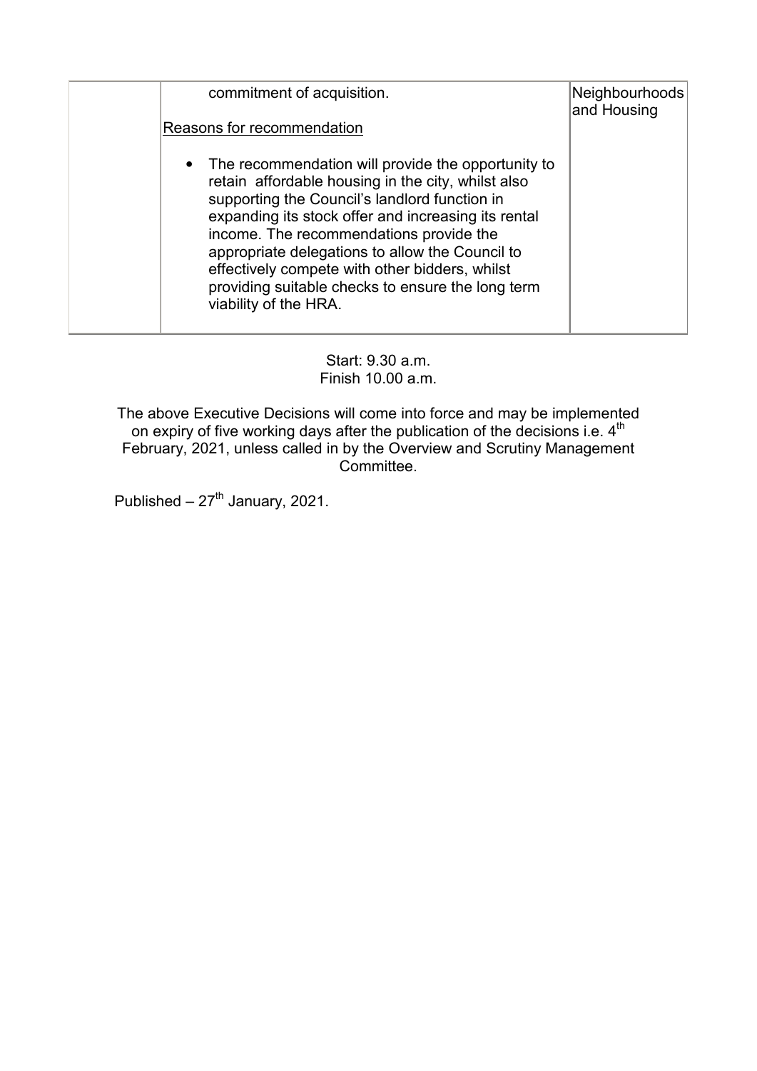| | | |
|---|---|---|
| | commitment of acquisition.<br><br><u>Reasons for recommendation</u><br><br>• The recommendation will provide the opportunity to retain affordable housing in the city, whilst also supporting the Council's landlord function in expanding its stock offer and increasing its rental income. The recommendations provide the appropriate delegations to allow the Council to effectively compete with other bidders, whilst providing suitable checks to ensure the long term viability of the HRA. | Neighbourhoods and Housing |

Start: 9.30 a.m.
Finish 10.00 a.m.

The above Executive Decisions will come into force and may be implemented on expiry of five working days after the publication of the decisions i.e. 4th February, 2021, unless called in by the Overview and Scrutiny Management Committee.

Published – 27th January, 2021.